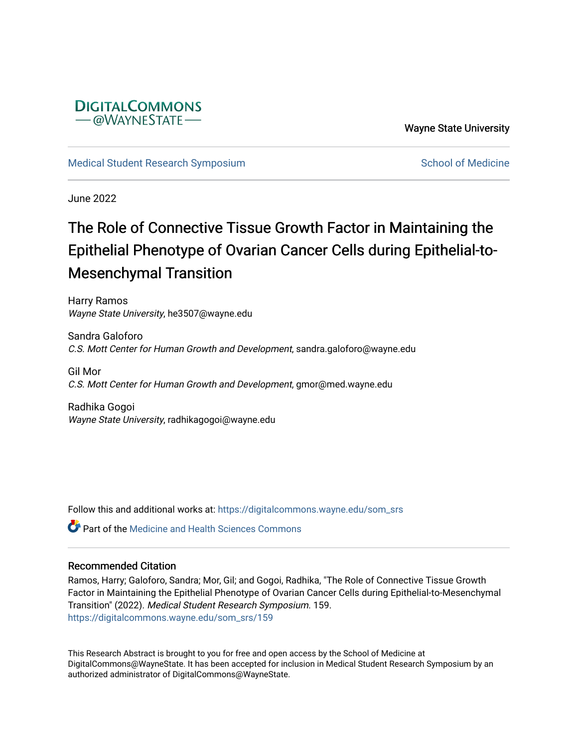DigitalCommons @WayneState

Wayne State University

Medical Student Research Symposium | School of Medicine

June 2022

# The Role of Connective Tissue Growth Factor in Maintaining the Epithelial Phenotype of Ovarian Cancer Cells during Epithelial-to-Mesenchymal Transition

Harry Ramos
*Wayne State University*, he3507@wayne.edu

Sandra Galoforo
*C.S. Mott Center for Human Growth and Development*, sandra.galoforo@wayne.edu

Gil Mor
*C.S. Mott Center for Human Growth and Development*, gmor@med.wayne.edu

Radhika Gogoi
*Wayne State University*, radhikagogoi@wayne.edu

Follow this and additional works at: https://digitalcommons.wayne.edu/som_srs

Part of the Medicine and Health Sciences Commons

### Recommended Citation

Ramos, Harry; Galoforo, Sandra; Mor, Gil; and Gogoi, Radhika, "The Role of Connective Tissue Growth Factor in Maintaining the Epithelial Phenotype of Ovarian Cancer Cells during Epithelial-to-Mesenchymal Transition" (2022). *Medical Student Research Symposium*. 159.
https://digitalcommons.wayne.edu/som_srs/159

This Research Abstract is brought to you for free and open access by the School of Medicine at DigitalCommons@WayneState. It has been accepted for inclusion in Medical Student Research Symposium by an authorized administrator of DigitalCommons@WayneState.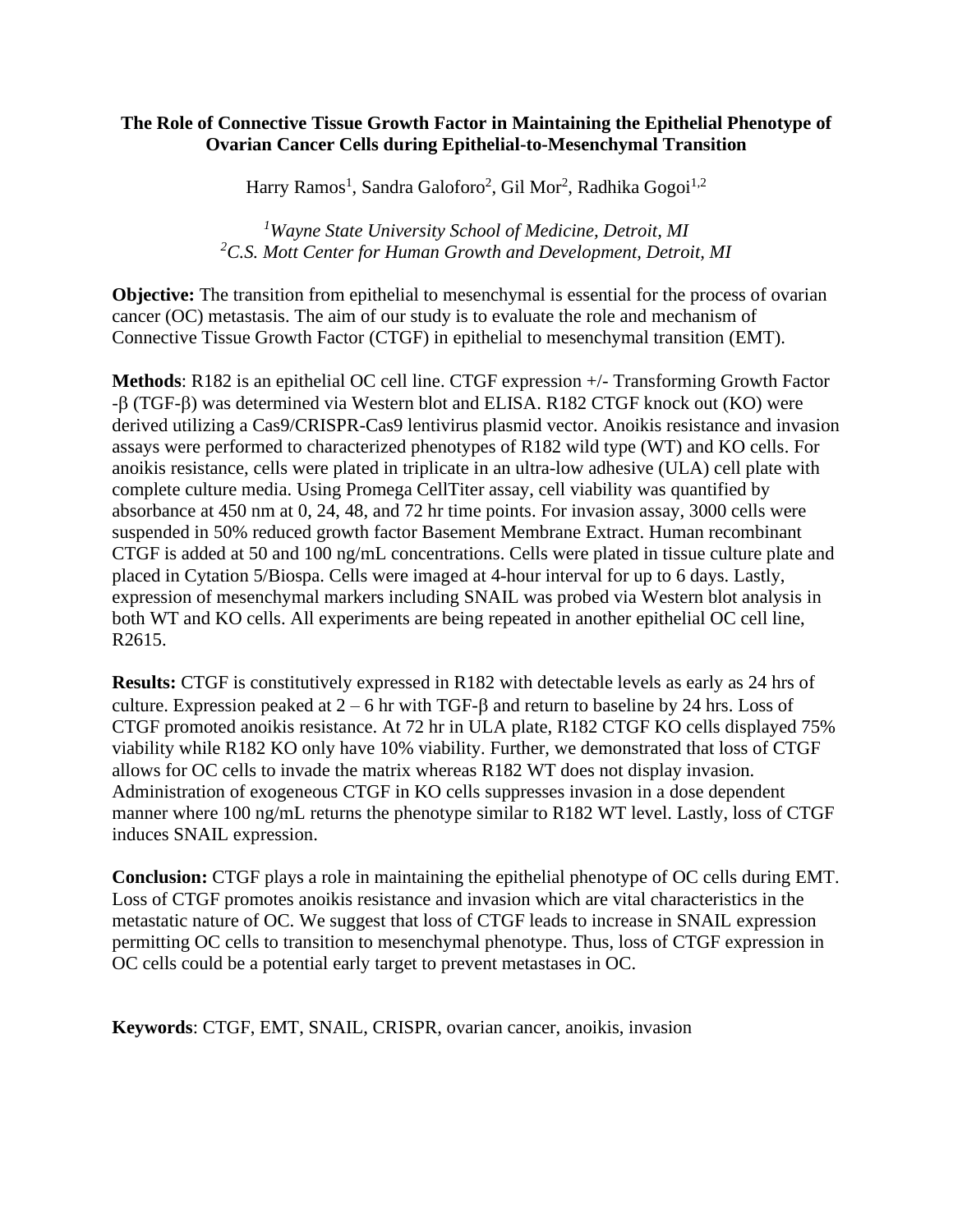**The Role of Connective Tissue Growth Factor in Maintaining the Epithelial Phenotype of Ovarian Cancer Cells during Epithelial-to-Mesenchymal Transition**

Harry Ramos[1], Sandra Galoforo[2], Gil Mor[2], Radhika Gogoi[1,2]

[1]*Wayne State University School of Medicine, Detroit, MI*
[2]*C.S. Mott Center for Human Growth and Development, Detroit, MI*

**Objective:** The transition from epithelial to mesenchymal is essential for the process of ovarian cancer (OC) metastasis. The aim of our study is to evaluate the role and mechanism of Connective Tissue Growth Factor (CTGF) in epithelial to mesenchymal transition (EMT).

**Methods**: R182 is an epithelial OC cell line. CTGF expression +/- Transforming Growth Factor -β (TGF-β) was determined via Western blot and ELISA. R182 CTGF knock out (KO) were derived utilizing a Cas9/CRISPR-Cas9 lentivirus plasmid vector. Anoikis resistance and invasion assays were performed to characterized phenotypes of R182 wild type (WT) and KO cells. For anoikis resistance, cells were plated in triplicate in an ultra-low adhesive (ULA) cell plate with complete culture media. Using Promega CellTiter assay, cell viability was quantified by absorbance at 450 nm at 0, 24, 48, and 72 hr time points. For invasion assay, 3000 cells were suspended in 50% reduced growth factor Basement Membrane Extract. Human recombinant CTGF is added at 50 and 100 ng/mL concentrations. Cells were plated in tissue culture plate and placed in Cytation 5/Biospa. Cells were imaged at 4-hour interval for up to 6 days. Lastly, expression of mesenchymal markers including SNAIL was probed via Western blot analysis in both WT and KO cells. All experiments are being repeated in another epithelial OC cell line, R2615.

**Results:** CTGF is constitutively expressed in R182 with detectable levels as early as 24 hrs of culture. Expression peaked at 2 – 6 hr with TGF-β and return to baseline by 24 hrs. Loss of CTGF promoted anoikis resistance. At 72 hr in ULA plate, R182 CTGF KO cells displayed 75% viability while R182 KO only have 10% viability. Further, we demonstrated that loss of CTGF allows for OC cells to invade the matrix whereas R182 WT does not display invasion. Administration of exogeneous CTGF in KO cells suppresses invasion in a dose dependent manner where 100 ng/mL returns the phenotype similar to R182 WT level. Lastly, loss of CTGF induces SNAIL expression.

**Conclusion:** CTGF plays a role in maintaining the epithelial phenotype of OC cells during EMT. Loss of CTGF promotes anoikis resistance and invasion which are vital characteristics in the metastatic nature of OC. We suggest that loss of CTGF leads to increase in SNAIL expression permitting OC cells to transition to mesenchymal phenotype. Thus, loss of CTGF expression in OC cells could be a potential early target to prevent metastases in OC.

**Keywords**: CTGF, EMT, SNAIL, CRISPR, ovarian cancer, anoikis, invasion